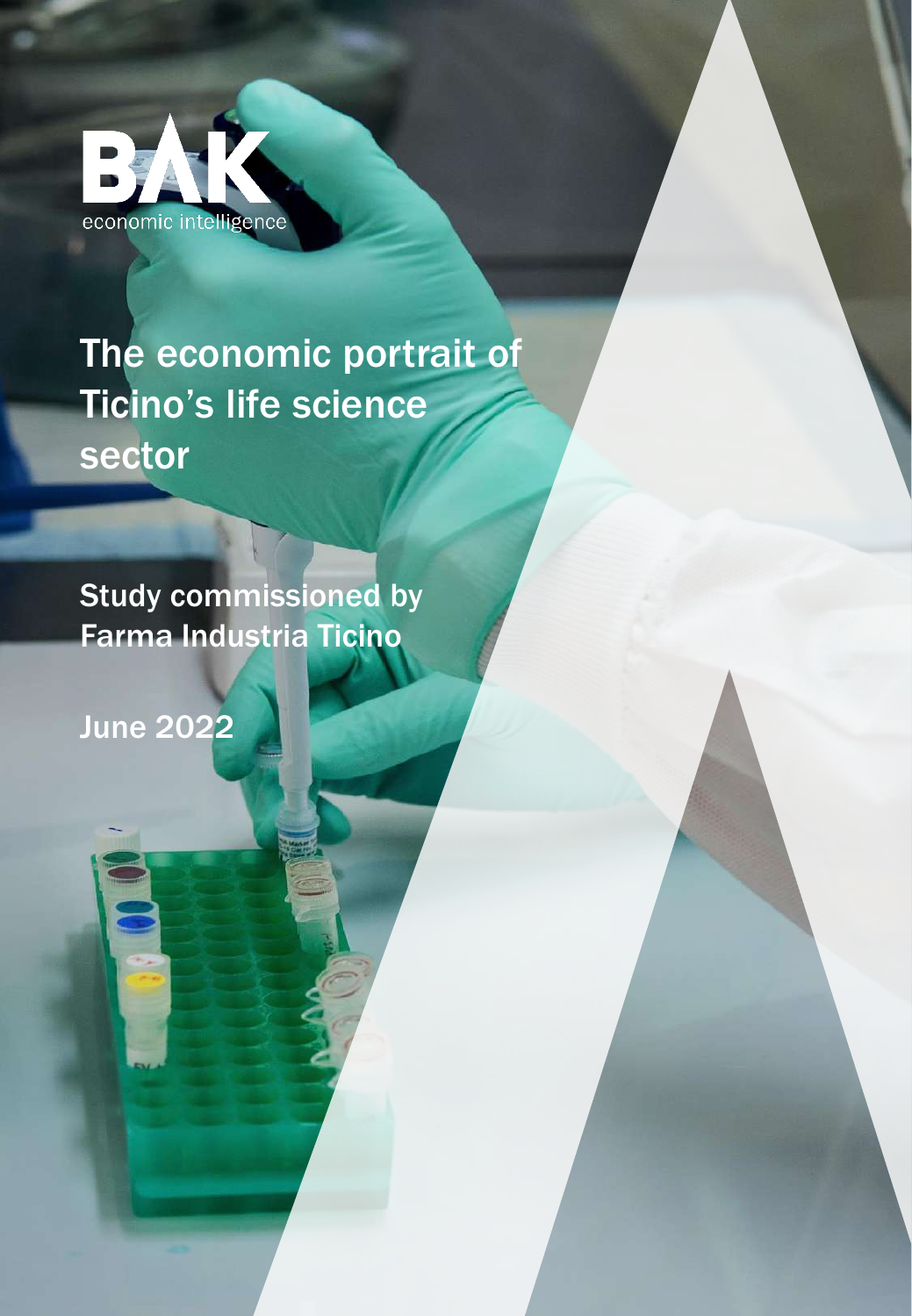BAK economic intelligence

# The economic portrait of Ticino's life science sector

Study commissioned by Farma Industria Ticino

June 2022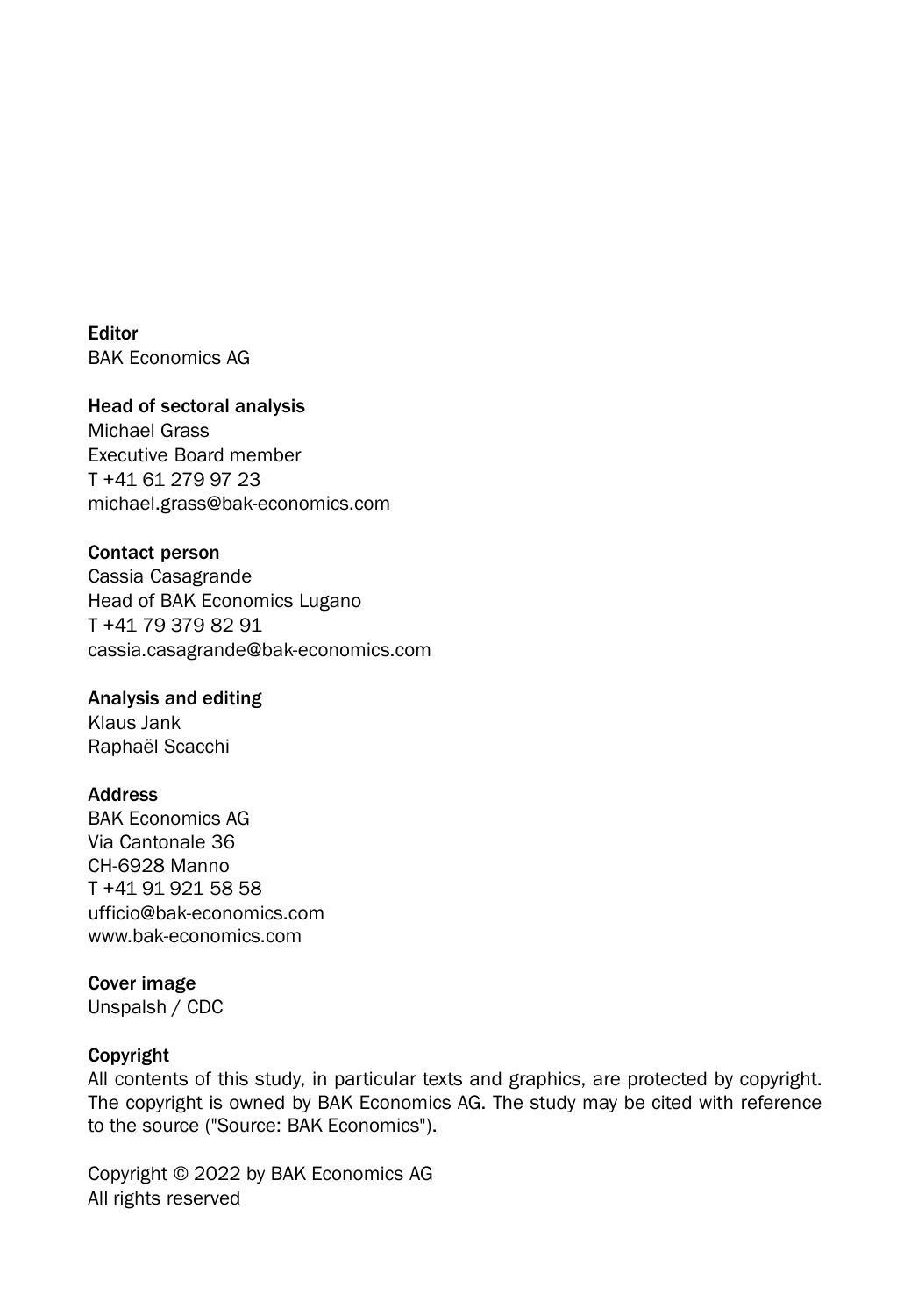**Editor**
BAK Economics AG

**Head of sectoral analysis**
Michael Grass
Executive Board member
T +41 61 279 97 23
michael.grass@bak-economics.com

**Contact person**
Cassia Casagrande
Head of BAK Economics Lugano
T +41 79 379 82 91
cassia.casagrande@bak-economics.com

**Analysis and editing**
Klaus Jank
Raphaël Scacchi

**Address**
BAK Economics AG
Via Cantonale 36
CH-6928 Manno
T +41 91 921 58 58
ufficio@bak-economics.com
www.bak-economics.com

**Cover image**
Unspalsh / CDC

**Copyright**
All contents of this study, in particular texts and graphics, are protected by copyright. The copyright is owned by BAK Economics AG. The study may be cited with reference to the source ("Source: BAK Economics").

Copyright © 2022 by BAK Economics AG
All rights reserved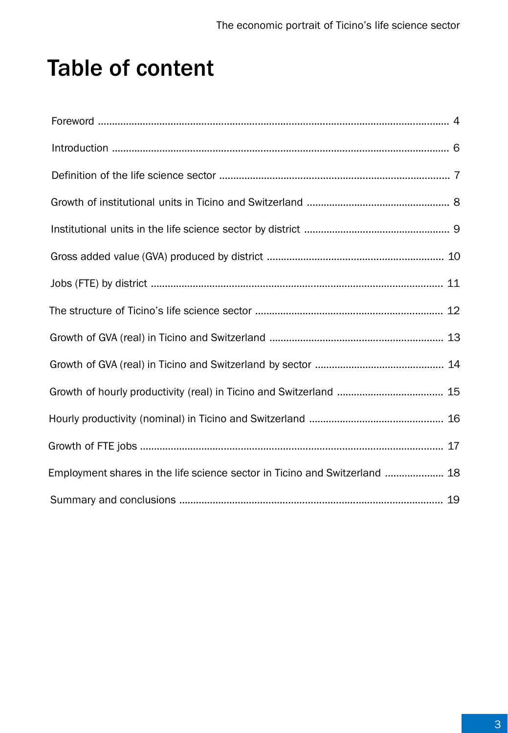# Table of content

| | |
|---|---|
| Foreword | 4 |
| Introduction | 6 |
| Definition of the life science sector | 7 |
| Growth of institutional units in Ticino and Switzerland | 8 |
| Institutional units in the life science sector by district | 9 |
| Gross added value (GVA) produced by district | 10 |
| Jobs (FTE) by district | 11 |
| The structure of Ticino's life science sector | 12 |
| Growth of GVA (real) in Ticino and Switzerland | 13 |
| Growth of GVA (real) in Ticino and Switzerland by sector | 14 |
| Growth of hourly productivity (real) in Ticino and Switzerland | 15 |
| Hourly productivity (nominal) in Ticino and Switzerland | 16 |
| Growth of FTE jobs | 17 |
| Employment shares in the life science sector in Ticino and Switzerland | 18 |
| Summary and conclusions | 19 |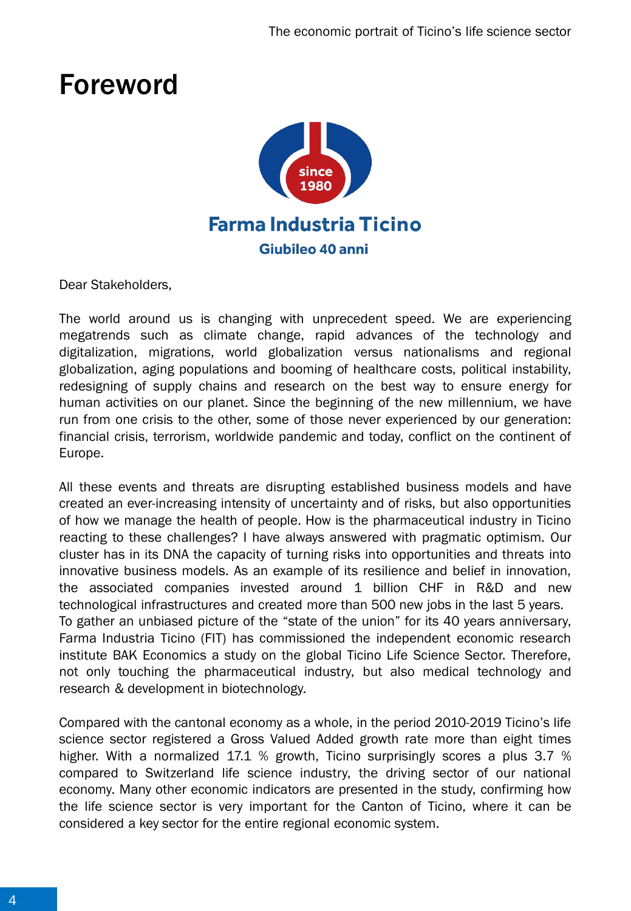# Foreword

Farma Industria Ticino

Giubileo 40 anni

Dear Stakeholders,

The world around us is changing with unprecedent speed. We are experiencing megatrends such as climate change, rapid advances of the technology and digitalization, migrations, world globalization versus nationalisms and regional globalization, aging populations and booming of healthcare costs, political instability, redesigning of supply chains and research on the best way to ensure energy for human activities on our planet. Since the beginning of the new millennium, we have run from one crisis to the other, some of those never experienced by our generation: financial crisis, terrorism, worldwide pandemic and today, conflict on the continent of Europe.

All these events and threats are disrupting established business models and have created an ever-increasing intensity of uncertainty and of risks, but also opportunities of how we manage the health of people. How is the pharmaceutical industry in Ticino reacting to these challenges? I have always answered with pragmatic optimism. Our cluster has in its DNA the capacity of turning risks into opportunities and threats into innovative business models. As an example of its resilience and belief in innovation, the associated companies invested around 1 billion CHF in R&D and new technological infrastructures and created more than 500 new jobs in the last 5 years.
To gather an unbiased picture of the "state of the union" for its 40 years anniversary, Farma Industria Ticino (FIT) has commissioned the independent economic research institute BAK Economics a study on the global Ticino Life Science Sector. Therefore, not only touching the pharmaceutical industry, but also medical technology and research & development in biotechnology.

Compared with the cantonal economy as a whole, in the period 2010-2019 Ticino's life science sector registered a Gross Valued Added growth rate more than eight times higher. With a normalized 17.1 % growth, Ticino surprisingly scores a plus 3.7 % compared to Switzerland life science industry, the driving sector of our national economy. Many other economic indicators are presented in the study, confirming how the life science sector is very important for the Canton of Ticino, where it can be considered a key sector for the entire regional economic system.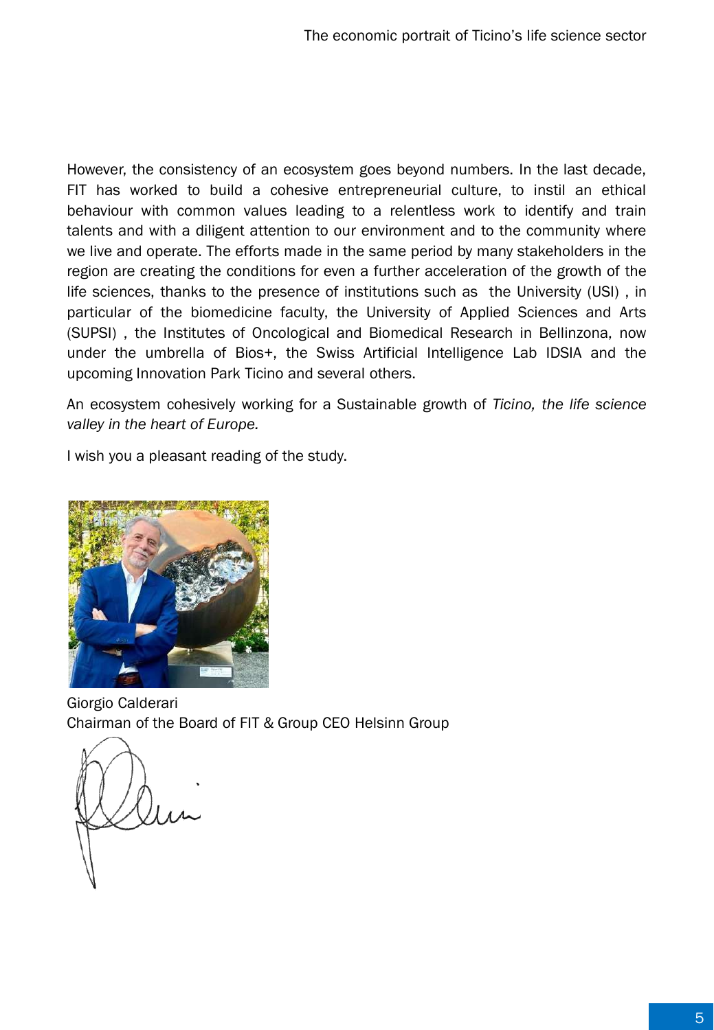However, the consistency of an ecosystem goes beyond numbers. In the last decade, FIT has worked to build a cohesive entrepreneurial culture, to instil an ethical behaviour with common values leading to a relentless work to identify and train talents and with a diligent attention to our environment and to the community where we live and operate. The efforts made in the same period by many stakeholders in the region are creating the conditions for even a further acceleration of the growth of the life sciences, thanks to the presence of institutions such as the University (USI) , in particular of the biomedicine faculty, the University of Applied Sciences and Arts (SUPSI) , the Institutes of Oncological and Biomedical Research in Bellinzona, now under the umbrella of Bios+, the Swiss Artificial Intelligence Lab IDSIA and the upcoming Innovation Park Ticino and several others.

An ecosystem cohesively working for a Sustainable growth of *Ticino, the life science valley in the heart of Europe.*

I wish you a pleasant reading of the study.

Giorgio Calderari
Chairman of the Board of FIT & Group CEO Helsinn Group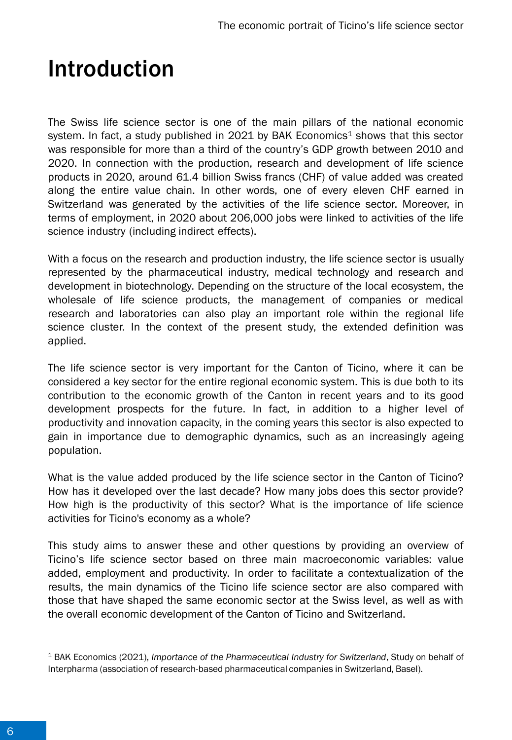# Introduction

The Swiss life science sector is one of the main pillars of the national economic system. In fact, a study published in 2021 by BAK Economics[1] shows that this sector was responsible for more than a third of the country's GDP growth between 2010 and 2020. In connection with the production, research and development of life science products in 2020, around 61.4 billion Swiss francs (CHF) of value added was created along the entire value chain. In other words, one of every eleven CHF earned in Switzerland was generated by the activities of the life science sector. Moreover, in terms of employment, in 2020 about 206,000 jobs were linked to activities of the life science industry (including indirect effects).

With a focus on the research and production industry, the life science sector is usually represented by the pharmaceutical industry, medical technology and research and development in biotechnology. Depending on the structure of the local ecosystem, the wholesale of life science products, the management of companies or medical research and laboratories can also play an important role within the regional life science cluster. In the context of the present study, the extended definition was applied.

The life science sector is very important for the Canton of Ticino, where it can be considered a key sector for the entire regional economic system. This is due both to its contribution to the economic growth of the Canton in recent years and to its good development prospects for the future. In fact, in addition to a higher level of productivity and innovation capacity, in the coming years this sector is also expected to gain in importance due to demographic dynamics, such as an increasingly ageing population.

What is the value added produced by the life science sector in the Canton of Ticino? How has it developed over the last decade? How many jobs does this sector provide? How high is the productivity of this sector? What is the importance of life science activities for Ticino's economy as a whole?

This study aims to answer these and other questions by providing an overview of Ticino's life science sector based on three main macroeconomic variables: value added, employment and productivity. In order to facilitate a contextualization of the results, the main dynamics of the Ticino life science sector are also compared with those that have shaped the same economic sector at the Swiss level, as well as with the overall economic development of the Canton of Ticino and Switzerland.

---

[1] BAK Economics (2021), *Importance of the Pharmaceutical Industry for Switzerland*, Study on behalf of Interpharma (association of research-based pharmaceutical companies in Switzerland, Basel).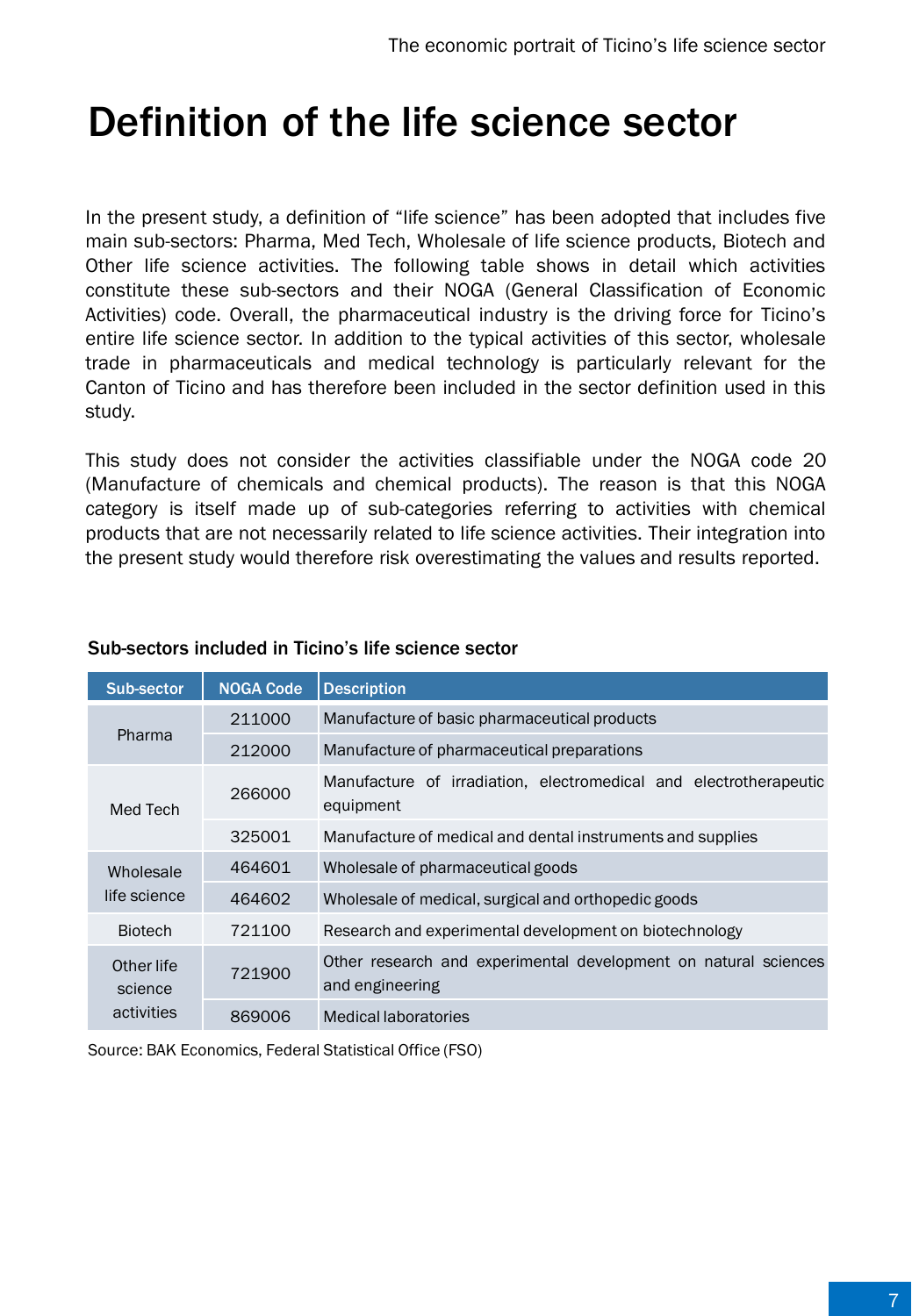# Definition of the life science sector

In the present study, a definition of "life science" has been adopted that includes five main sub-sectors: Pharma, Med Tech, Wholesale of life science products, Biotech and Other life science activities. The following table shows in detail which activities constitute these sub-sectors and their NOGA (General Classification of Economic Activities) code. Overall, the pharmaceutical industry is the driving force for Ticino's entire life science sector. In addition to the typical activities of this sector, wholesale trade in pharmaceuticals and medical technology is particularly relevant for the Canton of Ticino and has therefore been included in the sector definition used in this study.

This study does not consider the activities classifiable under the NOGA code 20 (Manufacture of chemicals and chemical products). The reason is that this NOGA category is itself made up of sub-categories referring to activities with chemical products that are not necessarily related to life science activities. Their integration into the present study would therefore risk overestimating the values and results reported.

**Sub-sectors included in Ticino's life science sector**

| Sub-sector | NOGA Code | Description |
|---|---|---|
| Pharma | 211000 | Manufacture of basic pharmaceutical products |
| | 212000 | Manufacture of pharmaceutical preparations |
| Med Tech | 266000 | Manufacture of irradiation, electromedical and electrotherapeutic equipment |
| | 325001 | Manufacture of medical and dental instruments and supplies |
| Wholesale life science | 464601 | Wholesale of pharmaceutical goods |
| | 464602 | Wholesale of medical, surgical and orthopedic goods |
| Biotech | 721100 | Research and experimental development on biotechnology |
| Other life science activities | 721900 | Other research and experimental development on natural sciences and engineering |
| | 869006 | Medical laboratories |

Source: BAK Economics, Federal Statistical Office (FSO)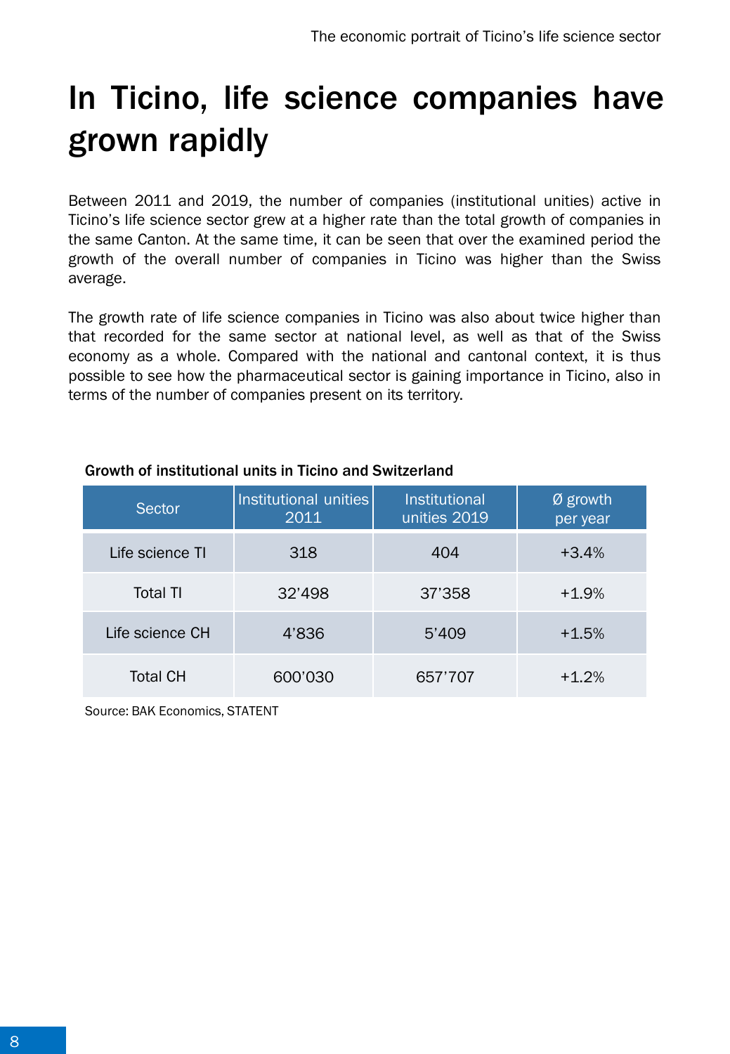# In Ticino, life science companies have grown rapidly

Between 2011 and 2019, the number of companies (institutional unities) active in Ticino's life science sector grew at a higher rate than the total growth of companies in the same Canton. At the same time, it can be seen that over the examined period the growth of the overall number of companies in Ticino was higher than the Swiss average.

The growth rate of life science companies in Ticino was also about twice higher than that recorded for the same sector at national level, as well as that of the Swiss economy as a whole. Compared with the national and cantonal context, it is thus possible to see how the pharmaceutical sector is gaining importance in Ticino, also in terms of the number of companies present on its territory.

**Growth of institutional units in Ticino and Switzerland**

| Sector | Institutional unities 2011 | Institutional unities 2019 | Ø growth per year |
|---|---|---|---|
| Life science TI | 318 | 404 | +3.4% |
| Total TI | 32'498 | 37'358 | +1.9% |
| Life science CH | 4'836 | 5'409 | +1.5% |
| Total CH | 600'030 | 657'707 | +1.2% |

Source: BAK Economics, STATENT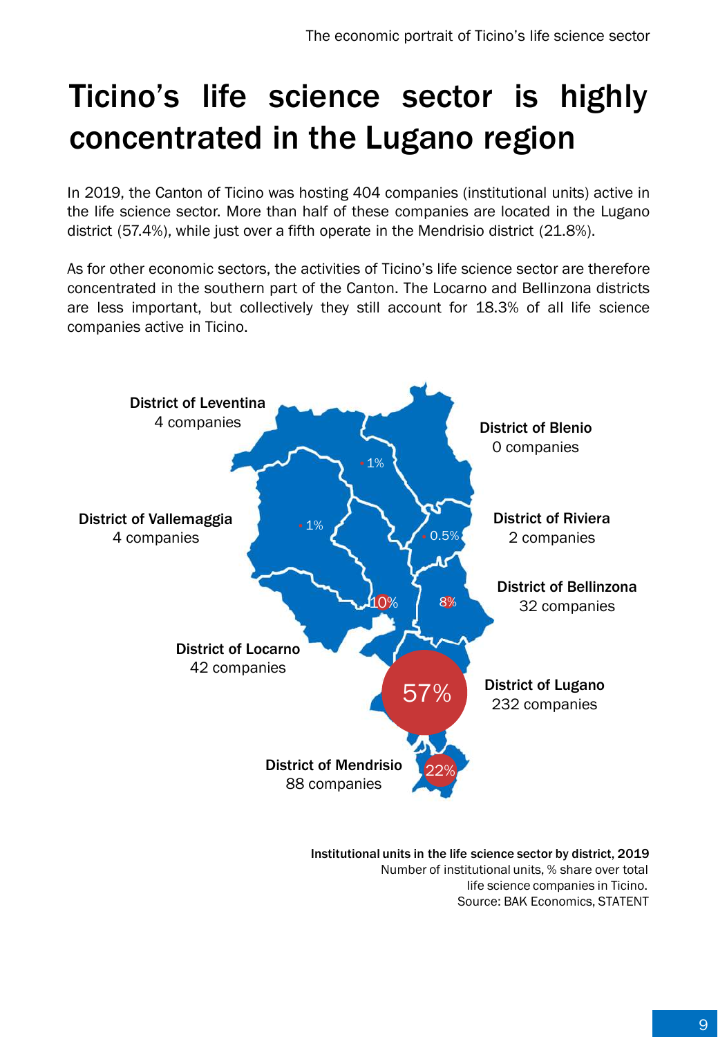# Ticino's life science sector is highly concentrated in the Lugano region

In 2019, the Canton of Ticino was hosting 404 companies (institutional units) active in the life science sector. More than half of these companies are located in the Lugano district (57.4%), while just over a fifth operate in the Mendrisio district (21.8%).

As for other economic sectors, the activities of Ticino's life science sector are therefore concentrated in the southern part of the Canton. The Locarno and Bellinzona districts are less important, but collectively they still account for 18.3% of all life science companies active in Ticino.

District of Leventina
4 companies

1%

District of Blenio
0 companies

District of Vallemaggia
4 companies

1%

District of Riviera
2 companies

0.5%

District of Bellinzona
32 companies

8%

District of Locarno
42 companies

10%

District of Lugano
232 companies

57%

District of Mendrisio
88 companies

22%

**Institutional units in the life science sector by district, 2019**
Number of institutional units, % share over total life science companies in Ticino.
Source: BAK Economics, STATENT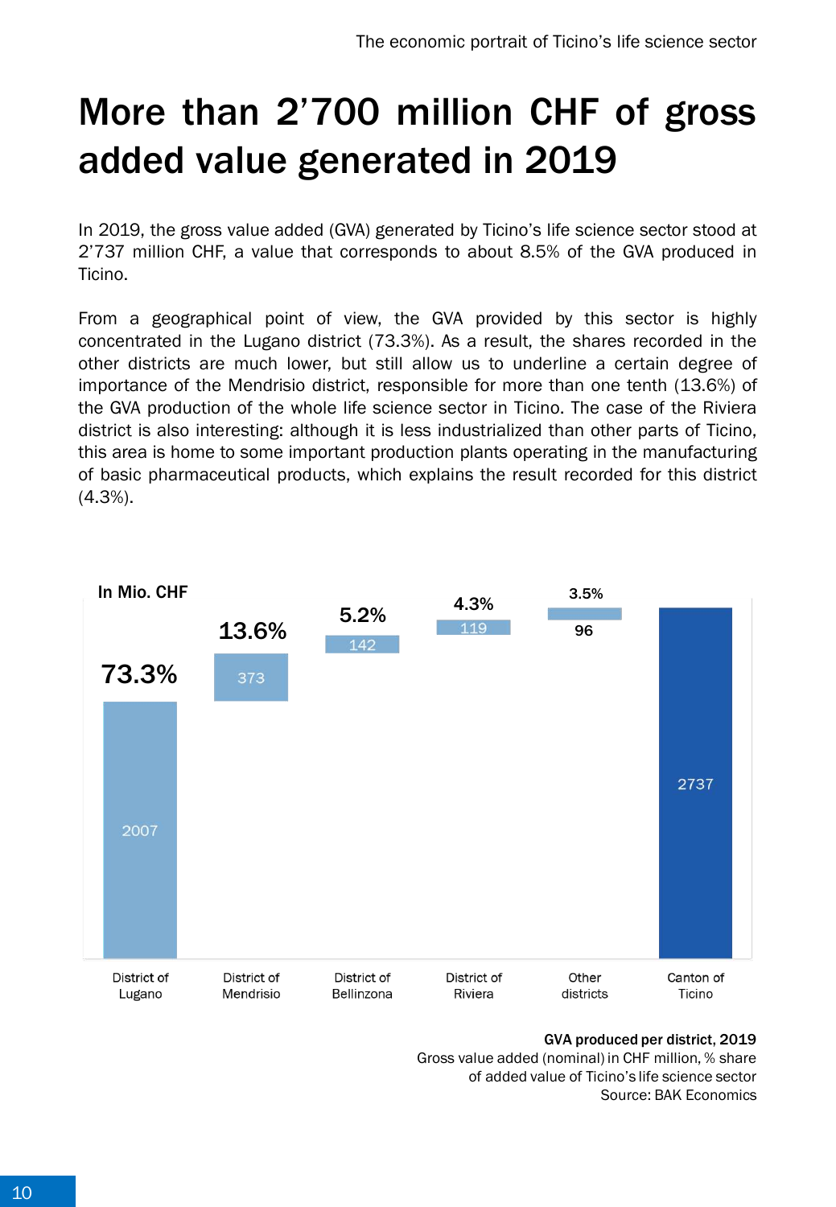# More than 2’700 million CHF of gross added value generated in 2019

In 2019, the gross value added (GVA) generated by Ticino’s life science sector stood at 2’737 million CHF, a value that corresponds to about 8.5% of the GVA produced in Ticino.

From a geographical point of view, the GVA provided by this sector is highly concentrated in the Lugano district (73.3%). As a result, the shares recorded in the other districts are much lower, but still allow us to underline a certain degree of importance of the Mendrisio district, responsible for more than one tenth (13.6%) of the GVA production of the whole life science sector in Ticino. The case of the Riviera district is also interesting: although it is less industrialized than other parts of Ticino, this area is home to some important production plants operating in the manufacturing of basic pharmaceutical products, which explains the result recorded for this district (4.3%).

In Mio. CHF

| | District of Lugano | District of Mendrisio | District of Bellinzona | District of Riviera | Other districts | Canton of Ticino |
|---|---|---|---|---|---|---|
| GVA (Mio. CHF) | 2007 | 373 | 142 | 119 | 96 | 2737 |
| Share | 73.3% | 13.6% | 5.2% | 4.3% | 3.5% | |

**GVA produced per district, 2019**
Gross value added (nominal) in CHF million, % share of added value of Ticino’s life science sector
Source: BAK Economics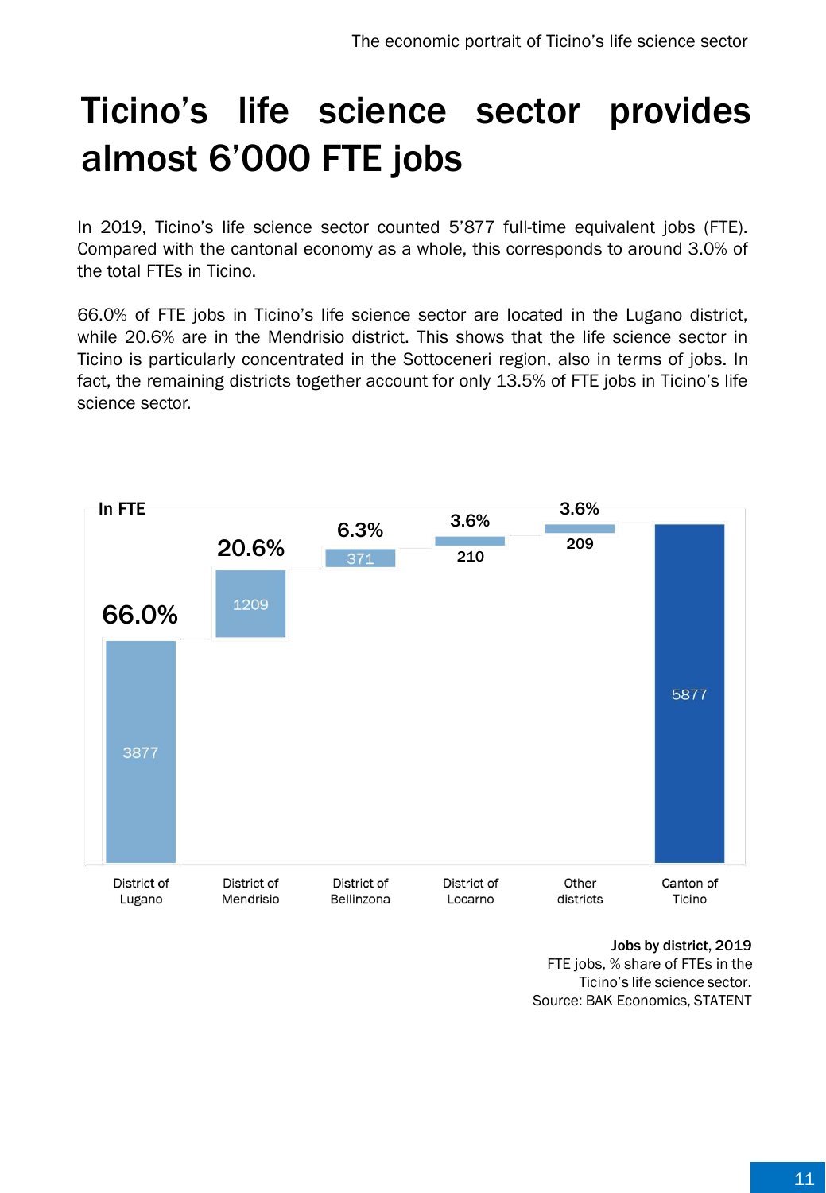# Ticino's life science sector provides almost 6'000 FTE jobs

In 2019, Ticino's life science sector counted 5'877 full-time equivalent jobs (FTE). Compared with the cantonal economy as a whole, this corresponds to around 3.0% of the total FTEs in Ticino.

66.0% of FTE jobs in Ticino's life science sector are located in the Lugano district, while 20.6% are in the Mendrisio district. This shows that the life science sector in Ticino is particularly concentrated in the Sottoceneri region, also in terms of jobs. In fact, the remaining districts together account for only 13.5% of FTE jobs in Ticino's life science sector.

In FTE

| | District of Lugano | District of Mendrisio | District of Bellinzona | District of Locarno | Other districts | Canton of Ticino |
|---|---|---|---|---|---|---|
| FTE | 3877 | 1209 | 371 | 210 | 209 | 5877 |
| % share | 66.0% | 20.6% | 6.3% | 3.6% | 3.6% | |

**Jobs by district, 2019**
FTE jobs, % share of FTEs in the Ticino's life science sector.
Source: BAK Economics, STATENT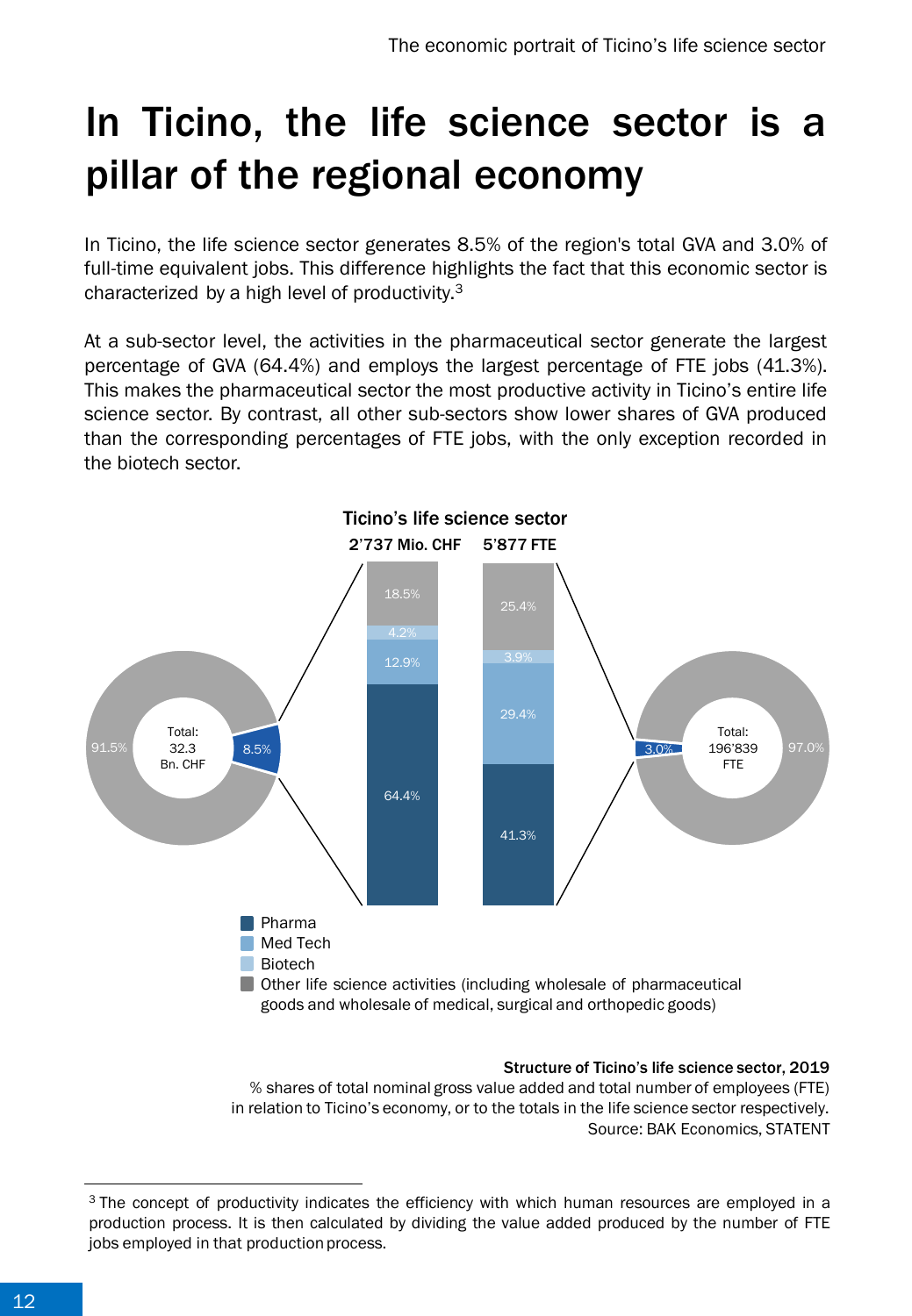# In Ticino, the life science sector is a pillar of the regional economy

In Ticino, the life science sector generates 8.5% of the region's total GVA and 3.0% of full-time equivalent jobs. This difference highlights the fact that this economic sector is characterized by a high level of productivity.[3]

At a sub-sector level, the activities in the pharmaceutical sector generate the largest percentage of GVA (64.4%) and employs the largest percentage of FTE jobs (41.3%). This makes the pharmaceutical sector the most productive activity in Ticino's entire life science sector. By contrast, all other sub-sectors show lower shares of GVA produced than the corresponding percentages of FTE jobs, with the only exception recorded in the biotech sector.

**Ticino's life science sector**

| | GVA (Total: 32.3 Bn. CHF) | FTE (Total: 196'839 FTE) |
|---|---|---|
| Life science sector | 8.5% | 3.0% |
| Rest of economy | 91.5% | 97.0% |

| Sub-sector | 2'737 Mio. CHF | 5'877 FTE |
|---|---|---|
| Pharma | 64.4% | 41.3% |
| Med Tech | 12.9% | 29.4% |
| Biotech | 4.2% | 3.9% |
| Other life science activities (including wholesale of pharmaceutical goods and wholesale of medical, surgical and orthopedic goods) | 18.5% | 25.4% |

**Structure of Ticino's life science sector, 2019**

% shares of total nominal gross value added and total number of employees (FTE) in relation to Ticino's economy, or to the totals in the life science sector respectively.
Source: BAK Economics, STATENT

---

[3] The concept of productivity indicates the efficiency with which human resources are employed in a production process. It is then calculated by dividing the value added produced by the number of FTE jobs employed in that production process.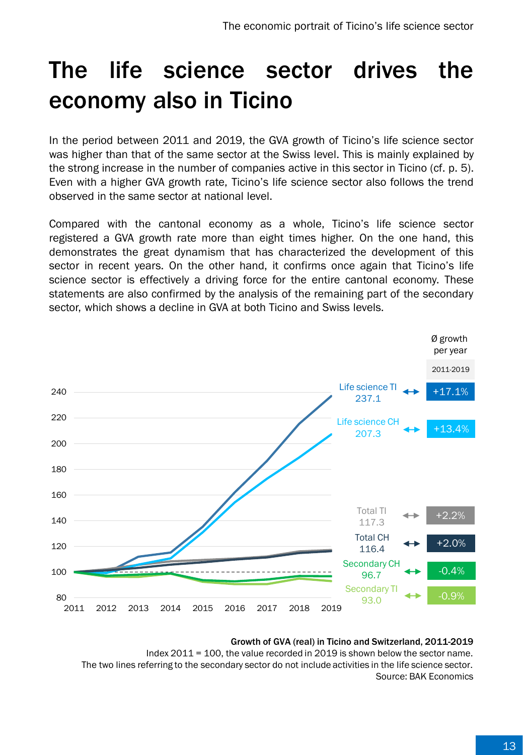# The life science sector drives the economy also in Ticino

In the period between 2011 and 2019, the GVA growth of Ticino's life science sector was higher than that of the same sector at the Swiss level. This is mainly explained by the strong increase in the number of companies active in this sector in Ticino (cf. p. 5). Even with a higher GVA growth rate, Ticino's life science sector also follows the trend observed in the same sector at national level.

Compared with the cantonal economy as a whole, Ticino's life science sector registered a GVA growth rate more than eight times higher. On the one hand, this demonstrates the great dynamism that has characterized the development of this sector in recent years. On the other hand, it confirms once again that Ticino's life science sector is effectively a driving force for the entire cantonal economy. These statements are also confirmed by the analysis of the remaining part of the secondary sector, which shows a decline in GVA at both Ticino and Swiss levels.

| Sector | Index 2019 | Ø growth per year 2011-2019 |
|---|---|---|
| Life science TI | 237.1 | +17.1% |
| Life science CH | 207.3 | +13.4% |
| Total TI | 117.3 | +2.2% |
| Total CH | 116.4 | +2.0% |
| Secondary CH | 96.7 | -0.4% |
| Secondary TI | 93.0 | -0.9% |

**Growth of GVA (real) in Ticino and Switzerland, 2011-2019**
Index 2011 = 100, the value recorded in 2019 is shown below the sector name.
The two lines referring to the secondary sector do not include activities in the life science sector.
Source: BAK Economics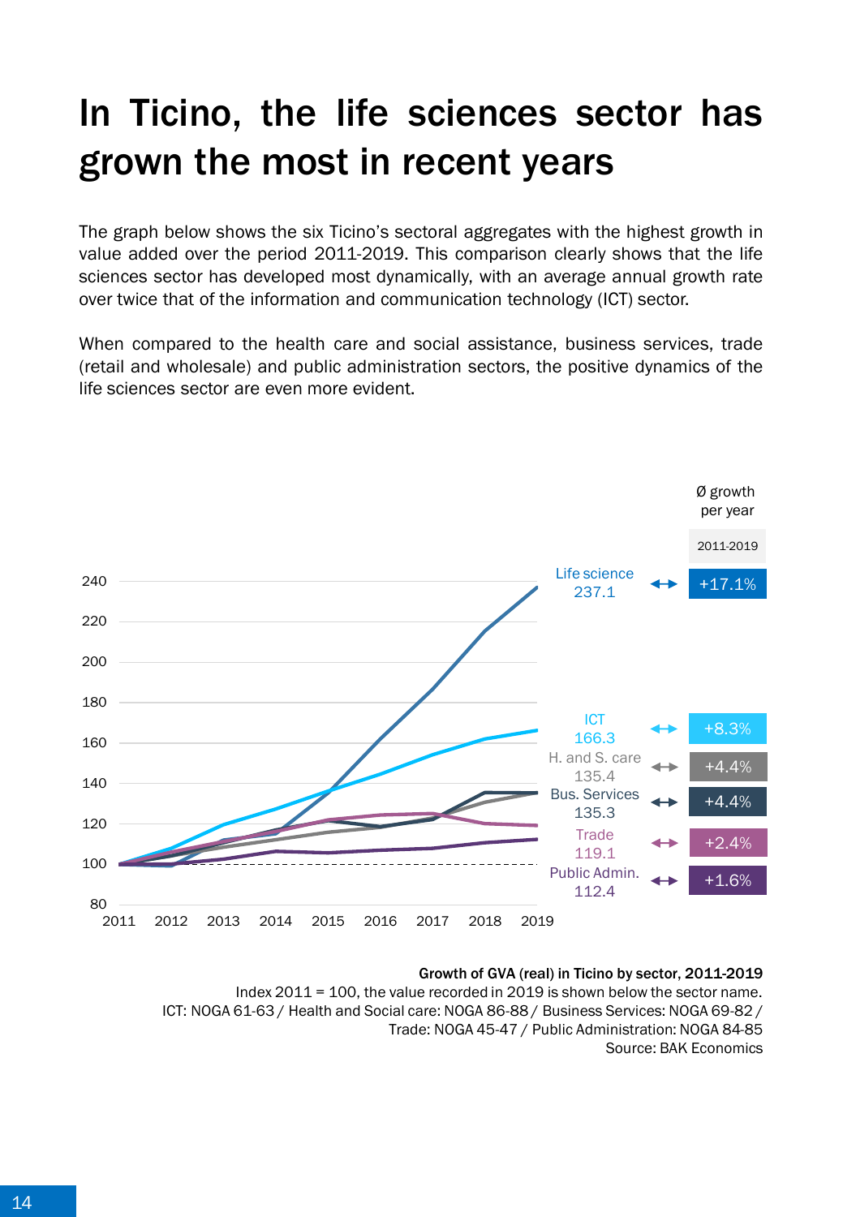# In Ticino, the life sciences sector has grown the most in recent years

The graph below shows the six Ticino's sectoral aggregates with the highest growth in value added over the period 2011-2019. This comparison clearly shows that the life sciences sector has developed most dynamically, with an average annual growth rate over twice that of the information and communication technology (ICT) sector.

When compared to the health care and social assistance, business services, trade (retail and wholesale) and public administration sectors, the positive dynamics of the life sciences sector are even more evident.

| Sector | Index 2019 | Ø growth per year 2011-2019 |
|---|---|---|
| Life science | 237.1 | +17.1% |
| ICT | 166.3 | +8.3% |
| H. and S. care | 135.4 | +4.4% |
| Bus. Services | 135.3 | +4.4% |
| Trade | 119.1 | +2.4% |
| Public Admin. | 112.4 | +1.6% |

**Growth of GVA (real) in Ticino by sector, 2011-2019**

Index 2011 = 100, the value recorded in 2019 is shown below the sector name.
ICT: NOGA 61-63 / Health and Social care: NOGA 86-88 / Business Services: NOGA 69-82 / Trade: NOGA 45-47 / Public Administration: NOGA 84-85
Source: BAK Economics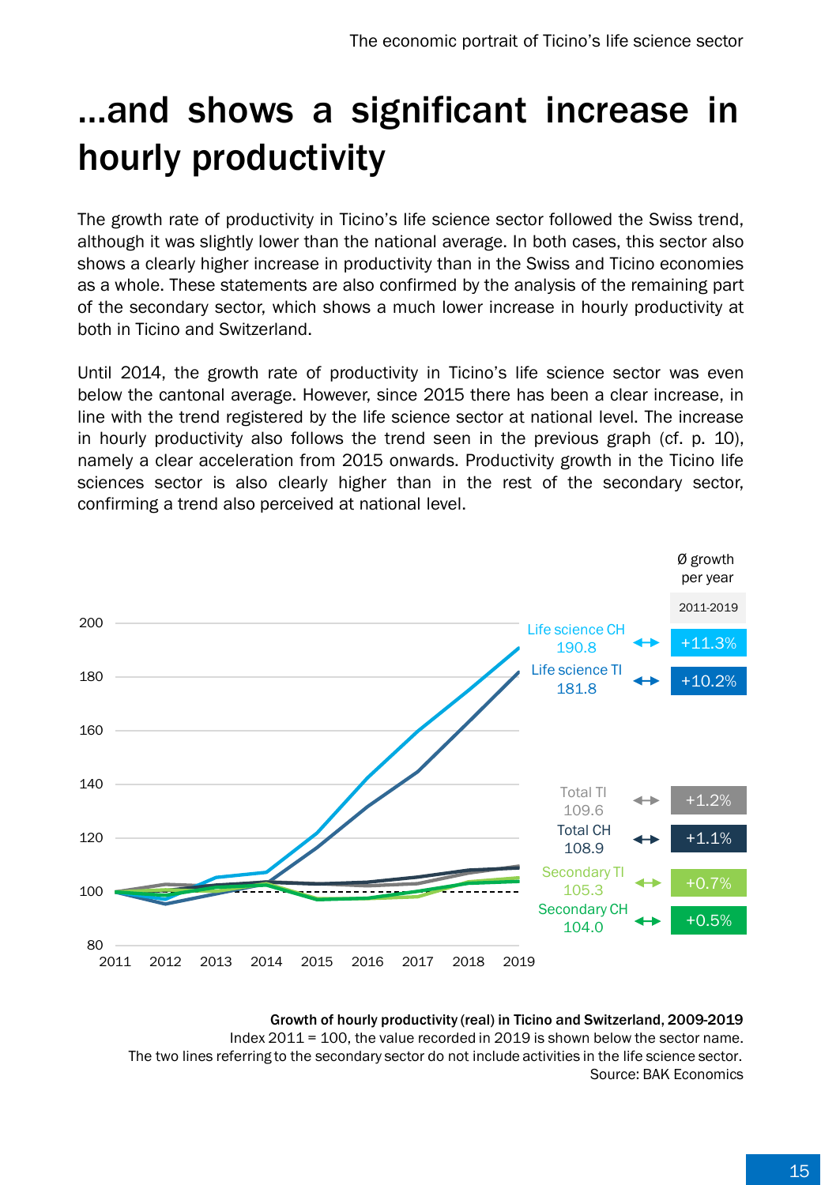# ...and shows a significant increase in hourly productivity

The growth rate of productivity in Ticino's life science sector followed the Swiss trend, although it was slightly lower than the national average. In both cases, this sector also shows a clearly higher increase in productivity than in the Swiss and Ticino economies as a whole. These statements are also confirmed by the analysis of the remaining part of the secondary sector, which shows a much lower increase in hourly productivity at both in Ticino and Switzerland.

Until 2014, the growth rate of productivity in Ticino's life science sector was even below the cantonal average. However, since 2015 there has been a clear increase, in line with the trend registered by the life science sector at national level. The increase in hourly productivity also follows the trend seen in the previous graph (cf. p. 10), namely a clear acceleration from 2015 onwards. Productivity growth in the Ticino life sciences sector is also clearly higher than in the rest of the secondary sector, confirming a trend also perceived at national level.

| Sector | Value 2019 | Ø growth per year 2011-2019 |
|---|---|---|
| Life science CH | 190.8 | +11.3% |
| Life science TI | 181.8 | +10.2% |
| Total TI | 109.6 | +1.2% |
| Total CH | 108.9 | +1.1% |
| Secondary TI | 105.3 | +0.7% |
| Secondary CH | 104.0 | +0.5% |

**Growth of hourly productivity (real) in Ticino and Switzerland, 2009-2019**
Index 2011 = 100, the value recorded in 2019 is shown below the sector name.
The two lines referring to the secondary sector do not include activities in the life science sector.
Source: BAK Economics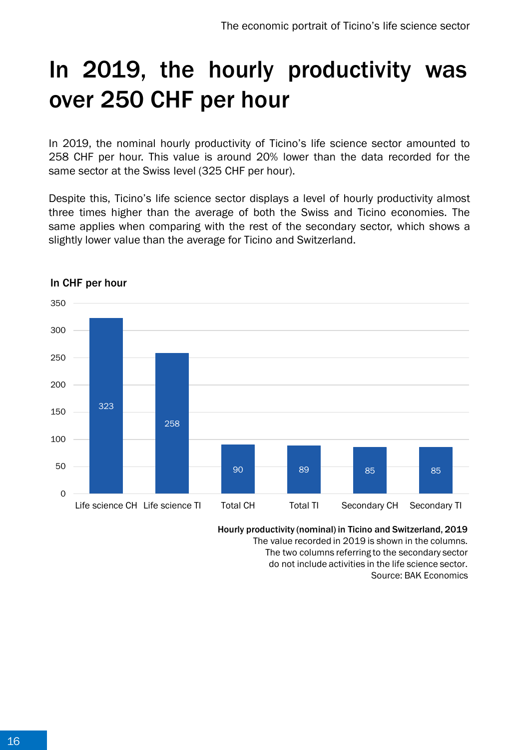# In 2019, the hourly productivity was over 250 CHF per hour

In 2019, the nominal hourly productivity of Ticino's life science sector amounted to 258 CHF per hour. This value is around 20% lower than the data recorded for the same sector at the Swiss level (325 CHF per hour).

Despite this, Ticino's life science sector displays a level of hourly productivity almost three times higher than the average of both the Swiss and Ticino economies. The same applies when comparing with the rest of the secondary sector, which shows a slightly lower value than the average for Ticino and Switzerland.

**In CHF per hour**

| Category | Value |
|---|---|
| Life science CH | 323 |
| Life science TI | 258 |
| Total CH | 90 |
| Total TI | 89 |
| Secondary CH | 85 |
| Secondary TI | 85 |

**Hourly productivity (nominal) in Ticino and Switzerland, 2019**
The value recorded in 2019 is shown in the columns.
The two columns referring to the secondary sector do not include activities in the life science sector.
Source: BAK Economics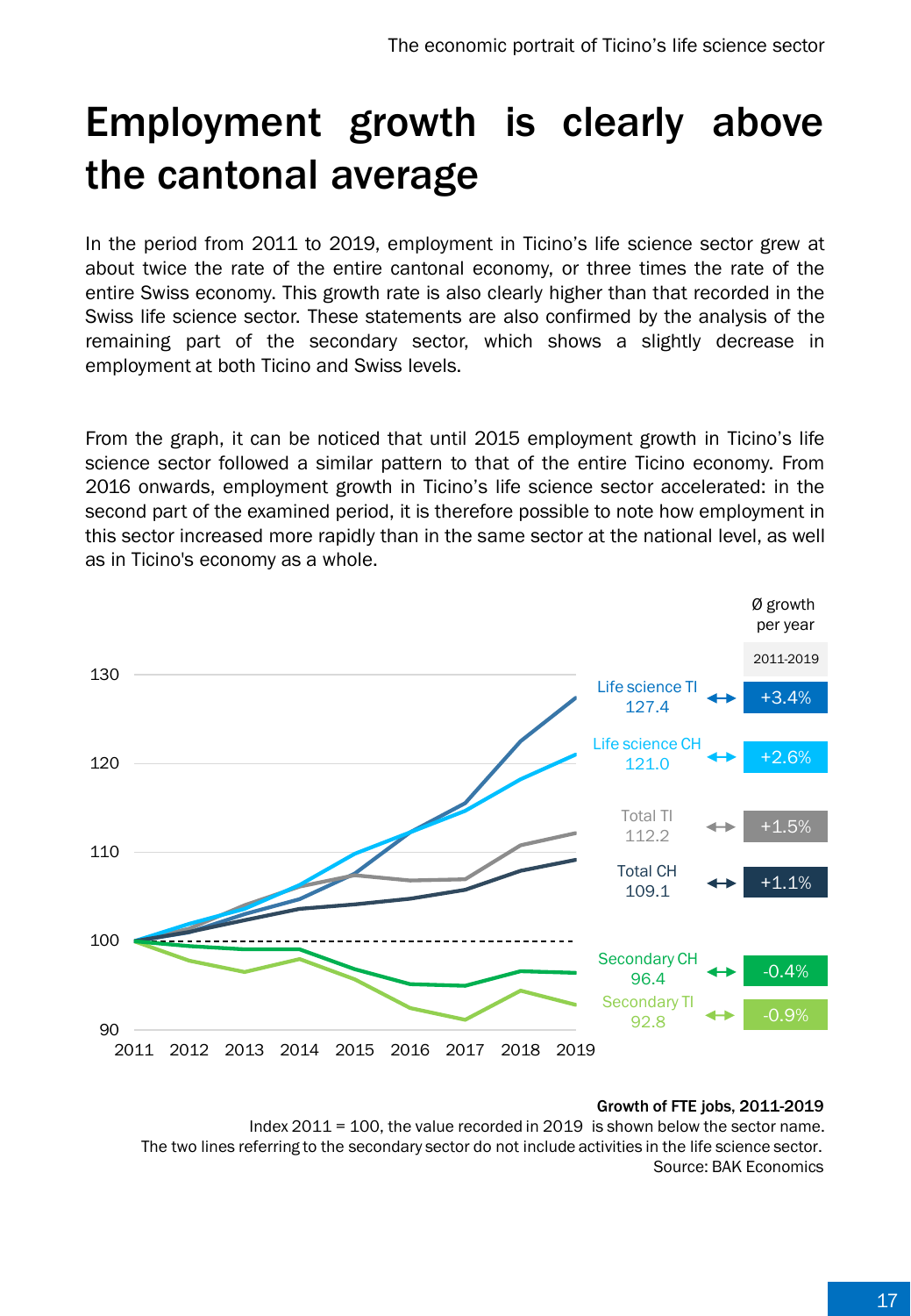# Employment growth is clearly above the cantonal average

In the period from 2011 to 2019, employment in Ticino's life science sector grew at about twice the rate of the entire cantonal economy, or three times the rate of the entire Swiss economy. This growth rate is also clearly higher than that recorded in the Swiss life science sector. These statements are also confirmed by the analysis of the remaining part of the secondary sector, which shows a slightly decrease in employment at both Ticino and Swiss levels.

From the graph, it can be noticed that until 2015 employment growth in Ticino's life science sector followed a similar pattern to that of the entire Ticino economy. From 2016 onwards, employment growth in Ticino's life science sector accelerated: in the second part of the examined period, it is therefore possible to note how employment in this sector increased more rapidly than in the same sector at the national level, as well as in Ticino's economy as a whole.

| Sector | Index 2019 | Ø growth per year 2011-2019 |
|---|---|---|
| Life science TI | 127.4 | +3.4% |
| Life science CH | 121.0 | +2.6% |
| Total TI | 112.2 | +1.5% |
| Total CH | 109.1 | +1.1% |
| Secondary CH | 96.4 | -0.4% |
| Secondary TI | 92.8 | -0.9% |

**Growth of FTE jobs, 2011-2019**

Index 2011 = 100, the value recorded in 2019 is shown below the sector name.
The two lines referring to the secondary sector do not include activities in the life science sector.
Source: BAK Economics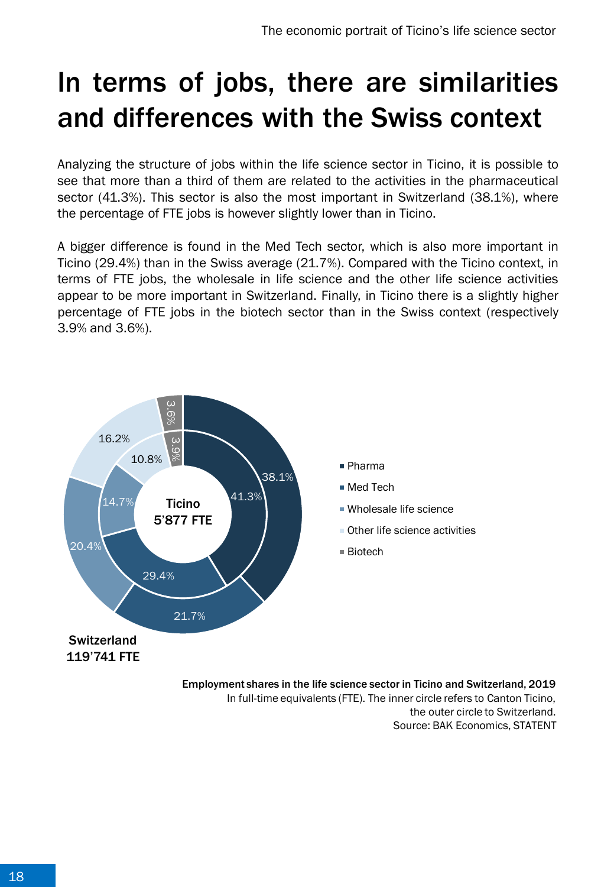# In terms of jobs, there are similarities and differences with the Swiss context

Analyzing the structure of jobs within the life science sector in Ticino, it is possible to see that more than a third of them are related to the activities in the pharmaceutical sector (41.3%). This sector is also the most important in Switzerland (38.1%), where the percentage of FTE jobs is however slightly lower than in Ticino.

A bigger difference is found in the Med Tech sector, which is also more important in Ticino (29.4%) than in the Swiss average (21.7%). Compared with the Ticino context, in terms of FTE jobs, the wholesale in life science and the other life science activities appear to be more important in Switzerland. Finally, in Ticino there is a slightly higher percentage of FTE jobs in the biotech sector than in the Swiss context (respectively 3.9% and 3.6%).

| Sector | Ticino (5'877 FTE) | Switzerland (119'741 FTE) |
|---|---|---|
| Pharma | 41.3% | 38.1% |
| Med Tech | 29.4% | 21.7% |
| Wholesale life science | 14.7% | 20.4% |
| Other life science activities | 10.8% | 16.2% |
| Biotech | 3.9% | 3.6% |

**Employment shares in the life science sector in Ticino and Switzerland, 2019**
In full-time equivalents (FTE). The inner circle refers to Canton Ticino, the outer circle to Switzerland.
Source: BAK Economics, STATENT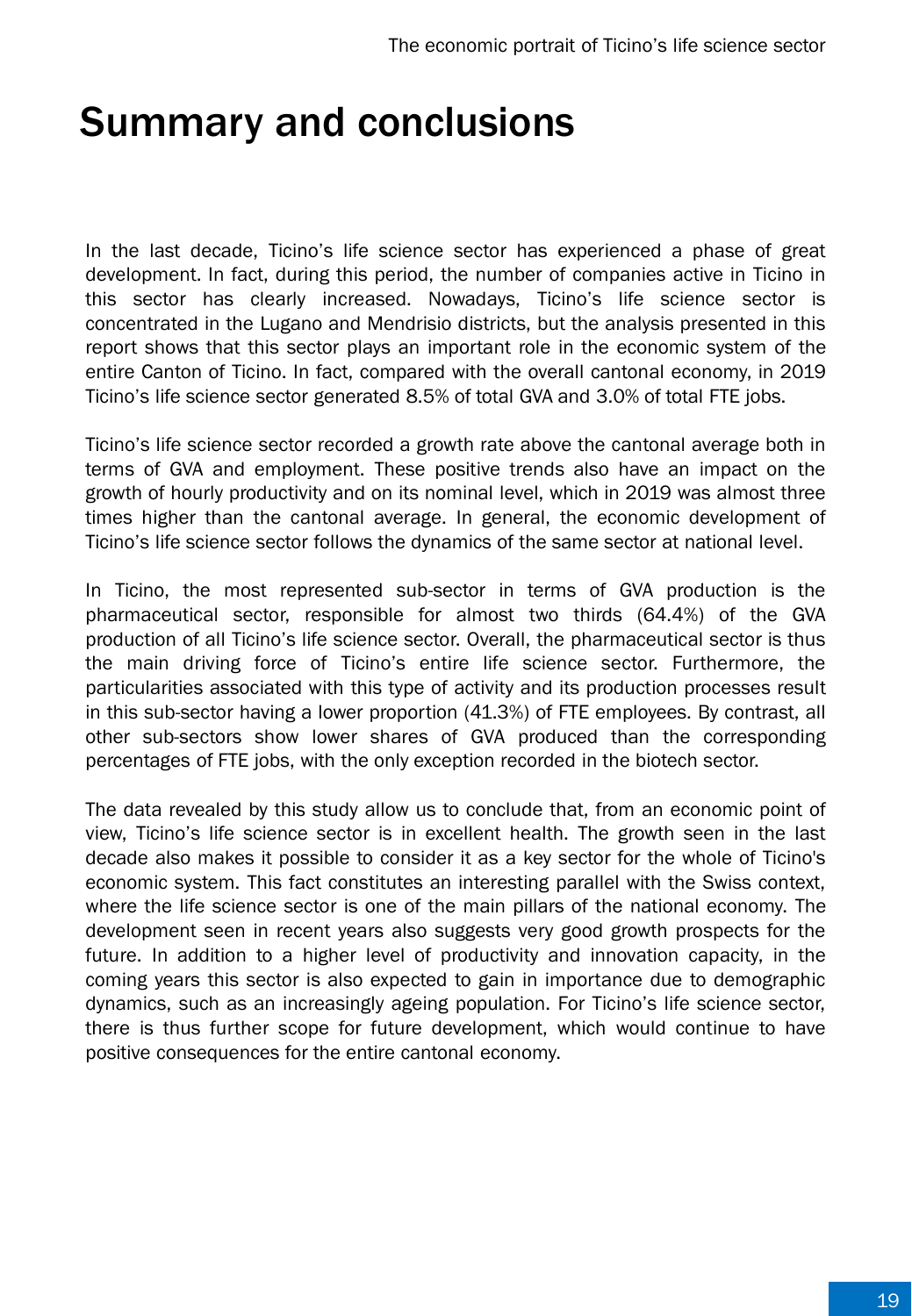# Summary and conclusions

In the last decade, Ticino's life science sector has experienced a phase of great development. In fact, during this period, the number of companies active in Ticino in this sector has clearly increased. Nowadays, Ticino's life science sector is concentrated in the Lugano and Mendrisio districts, but the analysis presented in this report shows that this sector plays an important role in the economic system of the entire Canton of Ticino. In fact, compared with the overall cantonal economy, in 2019 Ticino's life science sector generated 8.5% of total GVA and 3.0% of total FTE jobs.

Ticino's life science sector recorded a growth rate above the cantonal average both in terms of GVA and employment. These positive trends also have an impact on the growth of hourly productivity and on its nominal level, which in 2019 was almost three times higher than the cantonal average. In general, the economic development of Ticino's life science sector follows the dynamics of the same sector at national level.

In Ticino, the most represented sub-sector in terms of GVA production is the pharmaceutical sector, responsible for almost two thirds (64.4%) of the GVA production of all Ticino's life science sector. Overall, the pharmaceutical sector is thus the main driving force of Ticino's entire life science sector. Furthermore, the particularities associated with this type of activity and its production processes result in this sub-sector having a lower proportion (41.3%) of FTE employees. By contrast, all other sub-sectors show lower shares of GVA produced than the corresponding percentages of FTE jobs, with the only exception recorded in the biotech sector.

The data revealed by this study allow us to conclude that, from an economic point of view, Ticino's life science sector is in excellent health. The growth seen in the last decade also makes it possible to consider it as a key sector for the whole of Ticino's economic system. This fact constitutes an interesting parallel with the Swiss context, where the life science sector is one of the main pillars of the national economy. The development seen in recent years also suggests very good growth prospects for the future. In addition to a higher level of productivity and innovation capacity, in the coming years this sector is also expected to gain in importance due to demographic dynamics, such as an increasingly ageing population. For Ticino's life science sector, there is thus further scope for future development, which would continue to have positive consequences for the entire cantonal economy.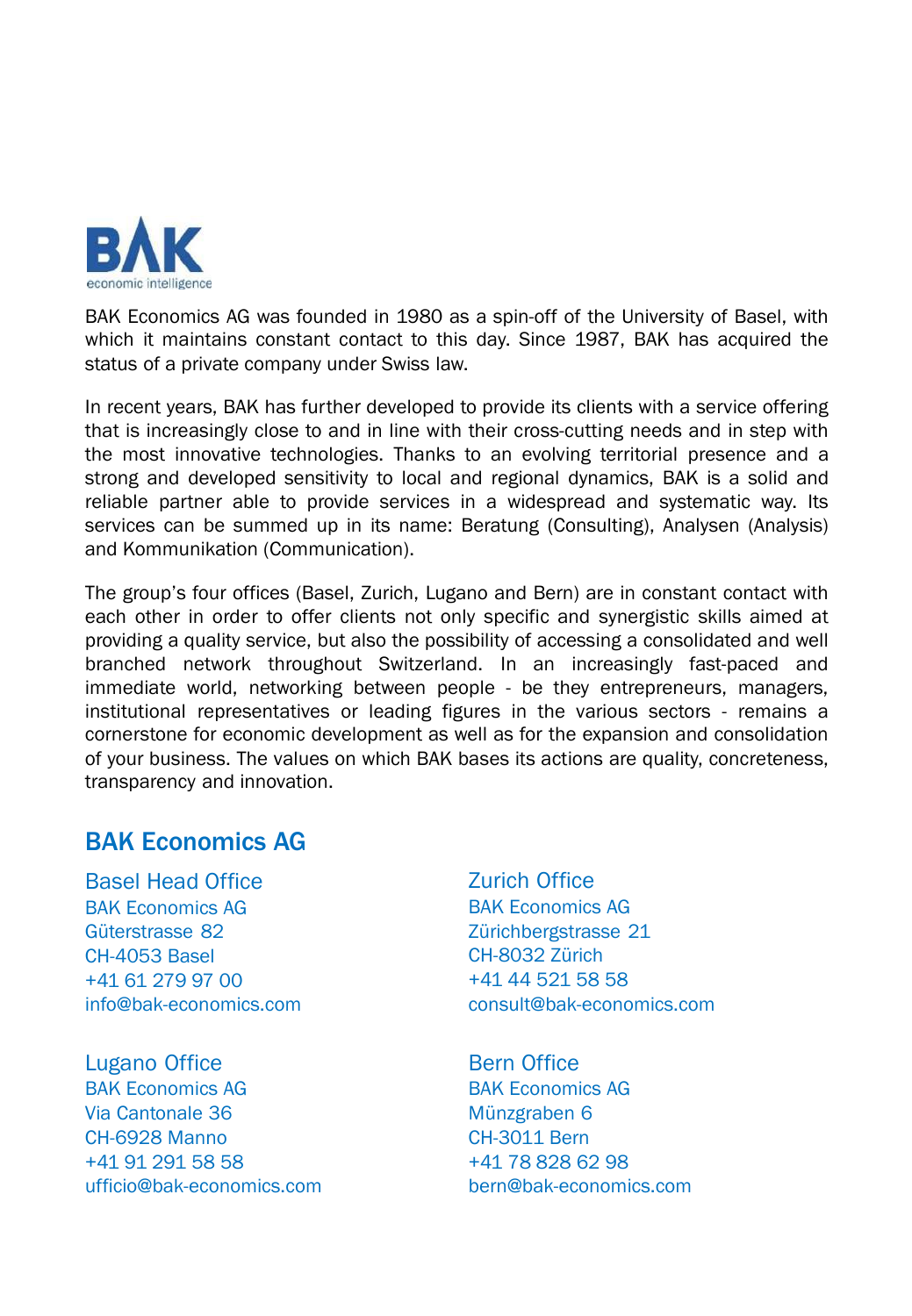BAK
economic intelligence

BAK Economics AG was founded in 1980 as a spin-off of the University of Basel, with which it maintains constant contact to this day. Since 1987, BAK has acquired the status of a private company under Swiss law.

In recent years, BAK has further developed to provide its clients with a service offering that is increasingly close to and in line with their cross-cutting needs and in step with the most innovative technologies. Thanks to an evolving territorial presence and a strong and developed sensitivity to local and regional dynamics, BAK is a solid and reliable partner able to provide services in a widespread and systematic way. Its services can be summed up in its name: Beratung (Consulting), Analysen (Analysis) and Kommunikation (Communication).

The group's four offices (Basel, Zurich, Lugano and Bern) are in constant contact with each other in order to offer clients not only specific and synergistic skills aimed at providing a quality service, but also the possibility of accessing a consolidated and well branched network throughout Switzerland. In an increasingly fast-paced and immediate world, networking between people - be they entrepreneurs, managers, institutional representatives or leading figures in the various sectors - remains a cornerstone for economic development as well as for the expansion and consolidation of your business. The values on which BAK bases its actions are quality, concreteness, transparency and innovation.

## BAK Economics AG

### Basel Head Office

BAK Economics AG
Güterstrasse 82
CH-4053 Basel
+41 61 279 97 00
info@bak-economics.com

### Zurich Office

BAK Economics AG
Zürichbergstrasse 21
CH-8032 Zürich
+41 44 521 58 58
consult@bak-economics.com

### Lugano Office

BAK Economics AG
Via Cantonale 36
CH-6928 Manno
+41 91 291 58 58
ufficio@bak-economics.com

### Bern Office

BAK Economics AG
Münzgraben 6
CH-3011 Bern
+41 78 828 62 98
bern@bak-economics.com